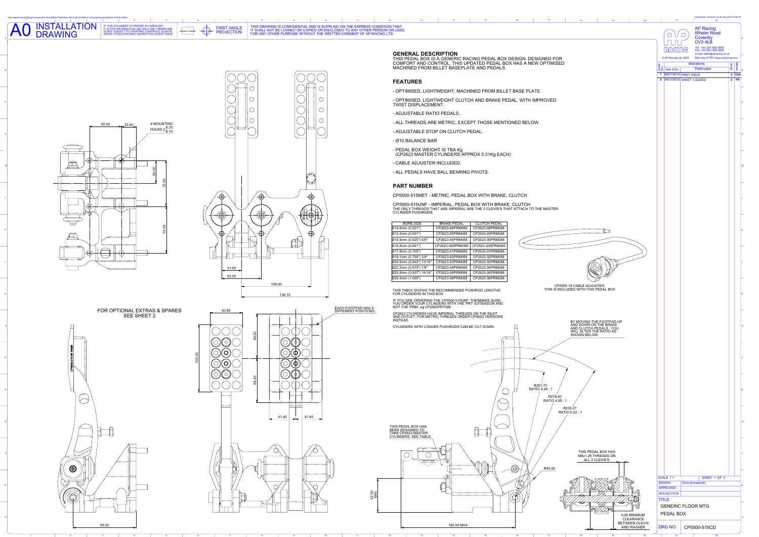# A0 INSTALLATION DRAWING

IF THIS DOCUMENT IS PRINTED IN HARDCOPY, IT IS FOR INFORMATION USE ONLY AND THEREFORE IS NOT SUBJECT TO UPDATING CONTROLS. ALWAYS REFER TO SOLIDWORKS VIEWER FOR LATEST ISSUE.

FIRST ANGLE PROJECTION

THIS DRAWING IS CONFIDENTIAL AND IS SUPPLIED ON THE EXPRESS CONDITION THAT IT SHALL NOT BE LOANED OR COPIED OR DISCLOSED TO ANY OTHER PERSON OR USED FOR ANY OTHER PURPOSE WITHOUT THE WRITTEN CONSENT OF AP RACING LTD.

## GENERAL DESCRIPTION

THIS PEDAL BOX IS A GENERIC RACING PEDAL BOX DESIGN. DESIGNED FOR COMFORT AND CONTROL. THIS UPDATED PEDAL BOX HAS A NEW OPTIMISED MACHINED FROM BILLET BASEPLATE AND PEDALS.

## FEATURES

- OPTIMISED, LIGHTWEIGHT, MACHINED FROM BILLET BASE PLATE.
- OPTIMISED, LIGHTWEIGHT CLUTCH AND BRAKE PEDAL, WITH IMPROVED TWIST DISPLACEMENT.
- ADJUSTABLE RATIO PEDALS.
- ALL THREADS ARE METRIC, EXCEPT THOSE MENTIONED BELOW.
- ADJUSTABLE STOP ON CLUTCH PEDAL.
- Ø10 BALANCE BAR
- PEDAL BOX WEIGHT IS TBA Kg (CP2623 MASTER CYLINDERS APPROX 0.31Kg EACH)
- CABLE ADJUSTER INCLUDED.
- ALL PEDALS HAVE BALL BEARING PIVOTS.

## PART NUMBER

CP5500-515MET - METRIC, PEDAL BOX WITH BRAKE, CLUTCH

CP5500-515UNF - IMPERIAL, PEDAL BOX WITH BRAKE, CLUTCH
THE ONLY THREADS THAT ARE IMPERIAL ARE THE 3 CLEVIS'S THAT ATTACH TO THE MASTER CYLINDER PUSHRODS.

| BORE SIZE | BRAKE PEDAL | CLUTCH PEDAL |
|---|---|---|
| Ø14.0mm (0.551") | CP2623-88PRM088 | CP2623-88PRM088 |
| Ø15.0mm (0.591") | CP2623-89PRM088 | CP2623-89PRM088 |
| Ø15.9mm (0.625") 5/8" | CP2623-90PRM088 | CP2623-90PRM088 |
| Ø16.8mm (0.661") | CP2623-905PRM088 | CP2623-905PRM088 |
| Ø17.8mm (0.700") | CP2623-91PRM088 | CP2623-91PRM088 |
| Ø19.1mm (0.750") 3/4" | CP2623-92PRM088 | CP2623-92PRM088 |
| Ø20.6mm (0.842") 13/16" | CP2623-93PRM088 | CP2623-93PRM088 |
| Ø22.2mm (0.875") 7/8" | CP2623-94PRM088 | CP2623-94PRM088 |
| Ø23.8mm (0.937") 15/16" | CP2623-95PRM088 | CP2623-95PRM088 |
| Ø25.4mm (1.000") | CP2623-96PRM088 | CP2623-96PRM088 |

THIS TABLE SHOWS THE RECOMMENDED PUSHROD LENGTHS FOR CYLINDERS IN THIS BOX.

IF YOU ARE ORDERING THE CP5500-515UNF, THENMAKE SURE YOU ORDER YOUR CYLINDERS WITH THE 'PRT' EXTENSION AND NOT THE 'PRM', eg CP2623PRT088

CP2623 CYLINDERS HAVE IMPERIAL THREADS ON THE INLET AND OUTLET, FOR METRIC THREADS ORDER CP5623 VERSIONS INSTEAD.

CYLINDERS WITH LONGER PUSHRODS CAN BE CUT DOWN.

CP2905-18 CABLE ADJUSTER, THIS IS INCLUDED WITH THIS PEDAL BOX

FOR OPTIONAL EXTRAS & SPARES SEE SHEET 2

6 MOUNTING HOLES Ø8.30/8.10

EACH FOOTPAD HAS 9 DIFFERENT POSITIONS.

BY MOVING THE FOOTPAD UP AND DOWN ON THE BRAKE AND CLUTCH PEDALS, YOU WILL ALTER THE RATIO AS SHOWN BELOW.

R201.73 RATIO 4.48 : 1

R218.40 RATIO 4.85 : 1

R235.07 RATIO 5.22 : 1

THIS PEDAL BOX HAS BEEN DESIGNED TO TAKE CP2623 MASTER CYLINDERS, SEE TABLE.

THIS PEDAL BOX HAS M8x1.25 THREADS ON ALL 3 CLEVIS'S

0.50 MINIMUM CLEARANCE BETWEEN CLEVIS AND WASHER

52.00 MIN

180.00 MAX

AP Racing
Wheler Road
Coventry
CV3 4LB
Tel: +44 024 7663 9595
Fax: +44 024 7663 9559
e-mail: sales@apracing.co.uk
Web site: HTTP://www.apracing.com
© AP Racing Ltd. 2005

| Issue No. | Date & No. | Alterations Particulars | Zone | Init/Date |
|---|---|---|---|---|
| 1 | 08/07/2010 | FIRST ISSUE | # | CDA |
| 2 | 26/07/2012 | SHEET 3 ADDED | # | RS |

SCALE 1:1 | SHEET 1 OF 3
DRAWN: Chris Arrowsmith
APPROVED
DERIVED FROM
TITLE: GENERIC FLOOR MTG PEDAL BOX
DRG NO. CP5500-515CD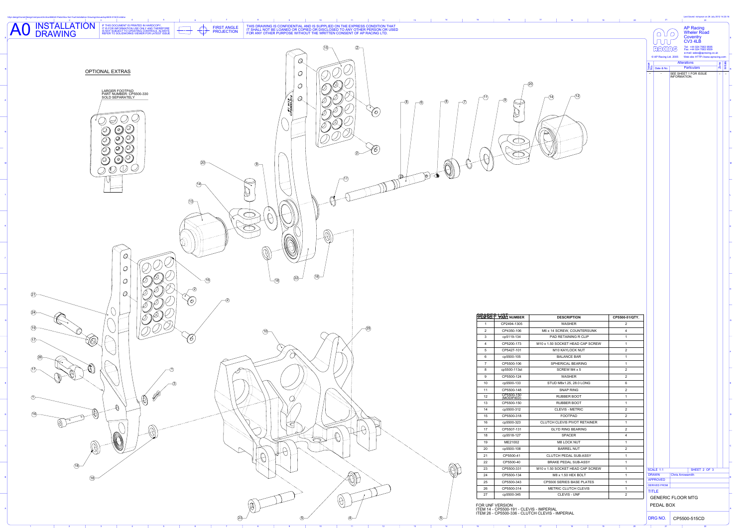# A0 INSTALLATION DRAWING

IF THIS DOCUMENT IS PRINTED IN HARDCOPY, IT IS FOR INFORMATION USE ONLY AND THEREFORE IS NOT SUBJECT TO UPDATING CONTROLS. ALWAYS REFER TO SOLIDWORKS VIEWER FOR LATEST ISSUE.

FIRST ANGLE PROJECTION

THIS DRAWING IS CONFIDENTIAL AND IS SUPPLIED ON THE EXPRESS CONDITION THAT IT SHALL NOT BE LOANED OR COPIED OR DISCLOSED TO ANY OTHER PERSON OR USED FOR ANY OTHER PURPOSE WITHOUT THE WRITTEN CONSENT OF AP RACING LTD.

AP Racing
Wheler Road
Coventry
CV3 4LB
Tel: +44 024 7663 9595
Fax: +44 024 7663 9559
e-mail: sales@apracing.co.uk
Web site: HTTP://www.apracing.com
© AP Racing Ltd. 2005

| Issue No. | Date & No. | Alterations Particulars | Zone | Initials |
|---|---|---|---|---|
| - | - | SEE SHEET 1 FOR ISSUE INFORMATION. | - | - |

## OPTIONAL EXTRAS

LARGER FOOTPAD
PART NUMBER: CP5500-330
SOLD SEPARATELY

## SPARES LIST

| ITEM NO. | PART NUMBER | DESCRIPTION | CP5500-51/QTY. |
|---|---|---|---|
| 1 | CP2494-1305 | WASHER | 2 |
| 2 | CP4350-106 | M6 x 14 SCREW, COUNTERSUNK | 4 |
| 3 | cp5119-134 | PAD RETAINING R CLIP | 1 |
| 4 | CP5200-173 | M10 x 1.50 SOCKET HEAD CAP SCREW | 1 |
| 5 | CP5427-101 | M10 KAYLOCK NUT | 2 |
| 6 | cp5500-105 | BALANCE BAR | 1 |
| 7 | CP5500-106 | SPHERICAL BEARING | 1 |
| 8 | cp5500-113st | SCREW M4 x 5 | 2 |
| 9 | CP5500-124 | WASHER | 2 |
| 10 | cp5500-133 | STUD M8x1.25, 28.0 LONG | 6 |
| 11 | CP5500-148 | SNAP RING | 2 |
| 12 | CP5500-150 (MODIFIED) | RUBBER BOOT | 1 |
| 13 | CP5500-150 | RUBBER BOOT | 1 |
| 14 | cp5500-312 | CLEVIS - METRIC | 2 |
| 15 | CP5500-318 | FOOTPAD | 2 |
| 16 | cp5500-323 | CLUTCH CLEVIS PIVOT RETAINER | 1 |
| 17 | CP5507-131 | GLYD RING BEARING | 2 |
| 18 | cp5518-127 | SPACER | 4 |
| 19 | ME21002 | M8 LOCK NUT | 1 |
| 20 | cp5500-108 | BARREL NUT | 2 |
| 21 | CP5500-41 | CLUTCH PEDAL SUB-ASSY | 1 |
| 22 | CP5500-40 | BRAKE PEDAL SUB-ASSY | 1 |
| 23 | CP5500-331 | M10 x 1.50 SOCKET HEAD CAP SCREW | 1 |
| 24 | CP5500-134 | M8 x 1.50 HEX BOLT | 1 |
| 25 | CP5500-343 | CP5500 SERIES BASE PLATES | 1 |
| 26 | CP5500-314 | METRIC CLUTCH CLEVIS | 1 |
| 27 | cp5500-345 | CLEVIS - UNF | 2 |

FOR UNF VERSION
ITEM 14 - CP5500-191 - CLEVIS - IMPERIAL
ITEM 26 - CP5500-336 - CLUTCH CLEVIS - IMPERIAL

| | |
|---|---|
| SCALE | 1:1 |
| SHEET | 2 OF 3 |
| DRAWN | Chris Arrowsmith |
| APPROVED | |
| DERIVED FROM | |
| TITLE | GENERIC FLOOR MTG PEDAL BOX |
| DRG NO. | CP5500-515CD |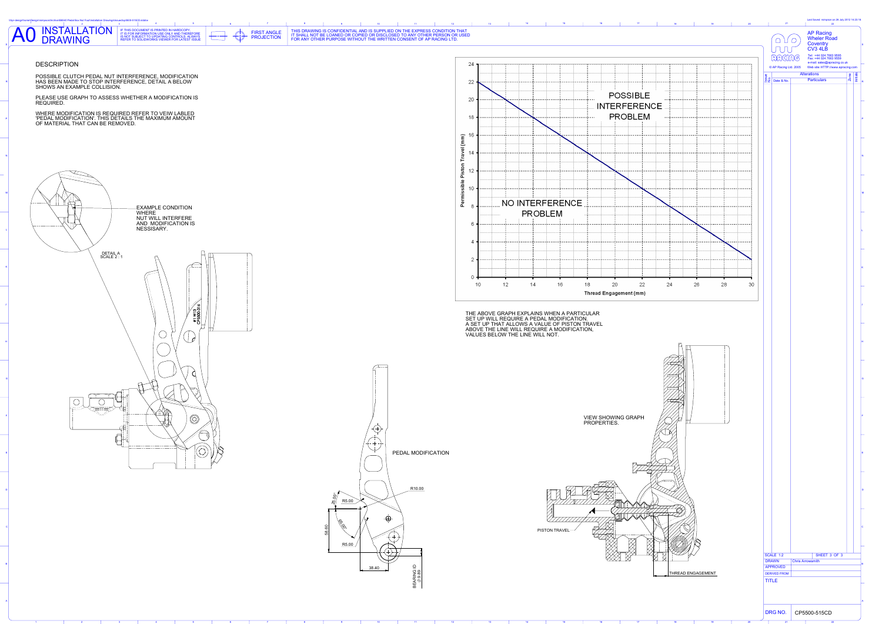# A0 INSTALLATION DRAWING

IF THIS DOCUMENT IS PRINTED IN HARDCOPY, IT IS FOR INFORMATION USE ONLY AND THEREFORE IS NOT SUBJECT TO UPDATING CONTROLS. ALWAYS REFER TO SOLIDWORKS VIEWER FOR LATEST ISSUE.

FIRST ANGLE PROJECTION

THIS DRAWING IS CONFIDENTIAL AND IS SUPPLIED ON THE EXPRESS CONDITION THAT IT SHALL NOT BE LOANED OR COPIED OR DISCLOSED TO ANY OTHER PERSON OR USED FOR ANY OTHER PURPOSE WITHOUT THE WRITTEN CONSENT OF AP RACING LTD.

## DESCRIPTION

POSSIBLE CLUTCH PEDAL NUT INTERFERENCE, MODIFICATION HAS BEEN MADE TO STOP INTERFERENCE, DETAIL A BELOW SHOWS AN EXAMPLE COLLISION.

PLEASE USE GRAPH TO ASSESS WHETHER A MODIFICATION IS REQUIRED.

WHERE MODIFICATION IS REQUIRED REFER TO VEIW LABLED 'PEDAL MODIFICATION'. THIS DETAILS THE MAXIMUM AMOUNT OF MATERIAL THAT CAN BE REMOVED.

EXAMPLE CONDITION WHERE NUT WILL INTERFERE AND MODIFICATION IS NESSISARY.

DETAIL A
SCALE 2 : 1

#1 W13
CP5500-316

PEDAL MODIFICATION

R10.00
25.00°
R5.00
85.00°
58.60
R5.00
38.40
BEARING ID
Ø 9.89

Permissible Piston Travel (mm)
0
2
4
6
8
10
12
14
16
18
20
22
24
Thread Engagement (mm)
10
12
14
16
18
20
22
24
26
28
30
POSSIBLE INTERFERENCE PROBLEM
NO INTERFERENCE PROBLEM

THE ABOVE GRAPH EXPLAINS WHEN A PARTICULAR SET UP WILL REQUIRE A PEDAL MODIFICATION. A SET UP THAT ALLOWS A VALUE OF PISTON TRAVEL ABOVE THE LINE WILL REQUIRE A MODIFICATION, VALUES BELOW THE LINE WILL NOT.

VIEW SHOWING GRAPH PROPERTIES.

PISTON TRAVEL

THREAD ENGAGEMENT

AP Racing
Wheler Road
Coventry
CV3 4LB
Tel: +44 024 7663 9595
Fax: +44 024 7663 9559
e-mail: sales@apracing.co.uk
Web site: HTTP://www.apracing.com
© AP Racing Ltd. 2005

| Issue No. | Date & No. | Alterations Particulars | Zone |
|---|---|---|---|
| | | | |

| | |
|---|---|
| SCALE 1:2 | SHEET 3 OF 3 |
| DRAWN | Chris Arrowsmith |
| APPROVED | |
| DERIVED FROM | |
| TITLE | |
| DRG NO. | CP5500-515CD |